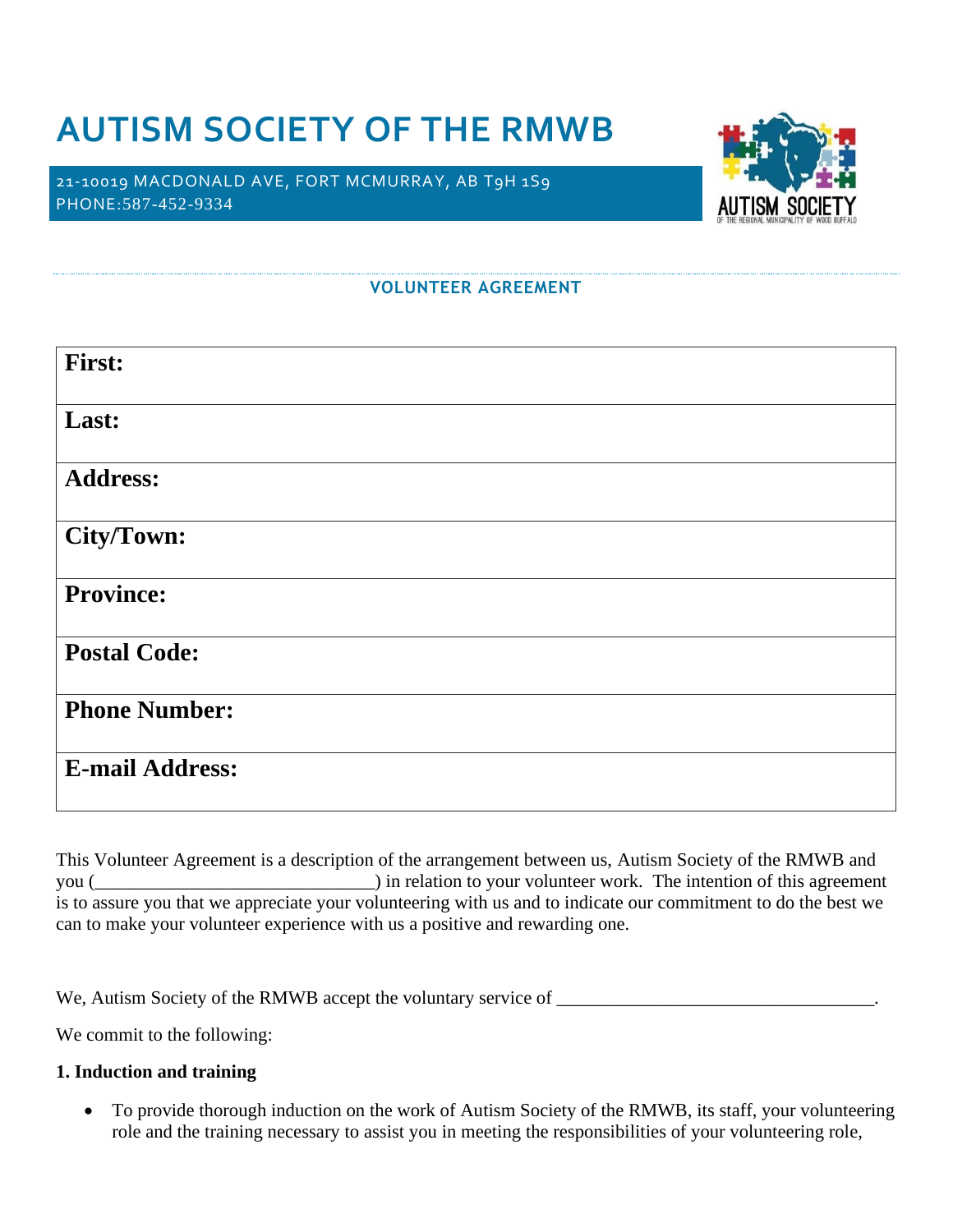# AUTISM SOCIETY OF THE RMWB

21-10019 MACDONALD AVE, FORT MCMURRAY, AB T9H 1S9
PHONE:587-452-9334

## VOLUNTEER AGREEMENT

| **First:** |
|---|
| **Last:** |
| **Address:** |
| **City/Town:** |
| **Province:** |
| **Postal Code:** |
| **Phone Number:** |
| **E-mail Address:** |

This Volunteer Agreement is a description of the arrangement between us, Autism Society of the RMWB and you (______________________________) in relation to your volunteer work. The intention of this agreement is to assure you that we appreciate your volunteering with us and to indicate our commitment to do the best we can to make your volunteer experience with us a positive and rewarding one.

We, Autism Society of the RMWB accept the voluntary service of __________________________________.

We commit to the following:

**1. Induction and training**

- To provide thorough induction on the work of Autism Society of the RMWB, its staff, your volunteering role and the training necessary to assist you in meeting the responsibilities of your volunteering role,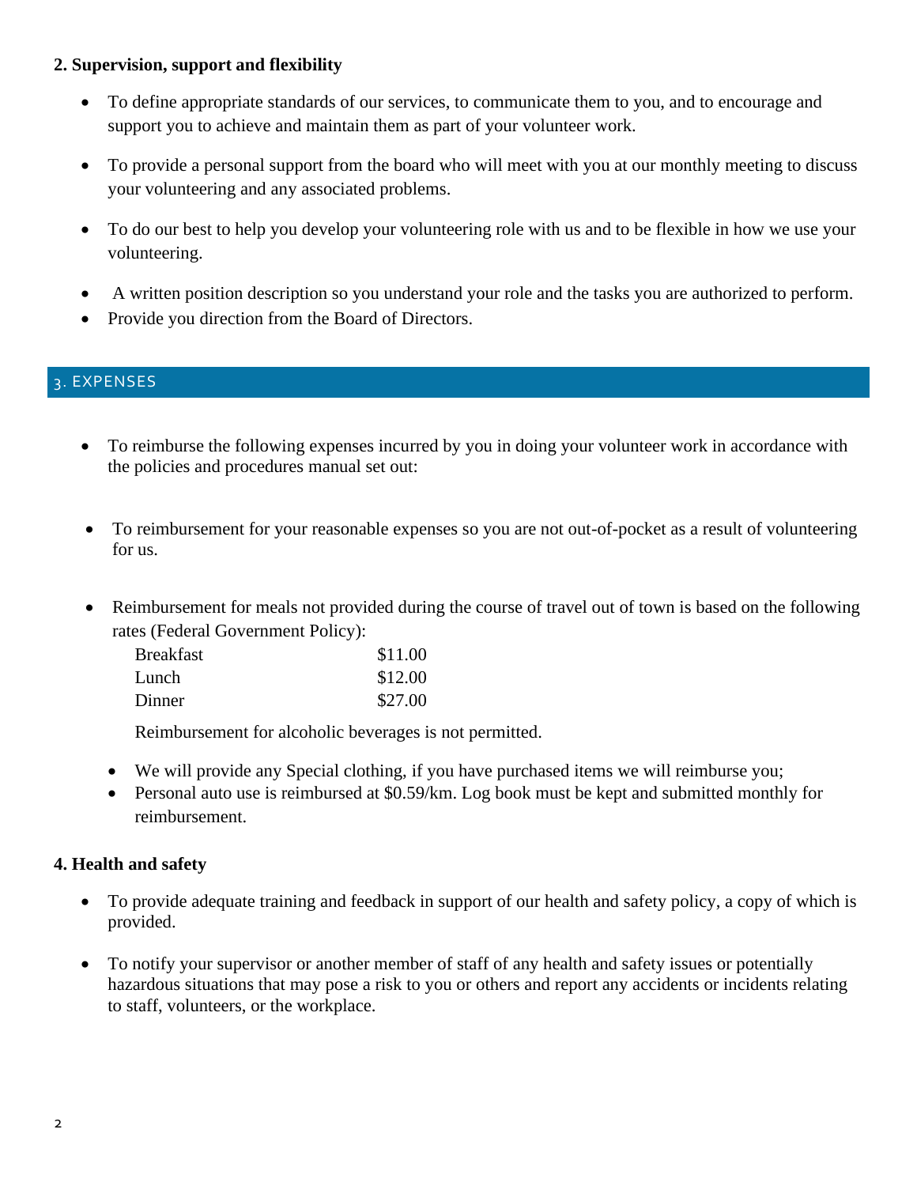**2. Supervision, support and flexibility**

- To define appropriate standards of our services, to communicate them to you, and to encourage and support you to achieve and maintain them as part of your volunteer work.
- To provide a personal support from the board who will meet with you at our monthly meeting to discuss your volunteering and any associated problems.
- To do our best to help you develop your volunteering role with us and to be flexible in how we use your volunteering.
- A written position description so you understand your role and the tasks you are authorized to perform.
- Provide you direction from the Board of Directors.

## 3. EXPENSES

- To reimburse the following expenses incurred by you in doing your volunteer work in accordance with the policies and procedures manual set out:
- To reimbursement for your reasonable expenses so you are not out-of-pocket as a result of volunteering for us.
- Reimbursement for meals not provided during the course of travel out of town is based on the following rates (Federal Government Policy):

| | |
|---|---|
| Breakfast | $11.00 |
| Lunch | $12.00 |
| Dinner | $27.00 |

  Reimbursement for alcoholic beverages is not permitted.

  - We will provide any Special clothing, if you have purchased items we will reimburse you;
  - Personal auto use is reimbursed at $0.59/km. Log book must be kept and submitted monthly for reimbursement.

**4. Health and safety**

- To provide adequate training and feedback in support of our health and safety policy, a copy of which is provided.
- To notify your supervisor or another member of staff of any health and safety issues or potentially hazardous situations that may pose a risk to you or others and report any accidents or incidents relating to staff, volunteers, or the workplace.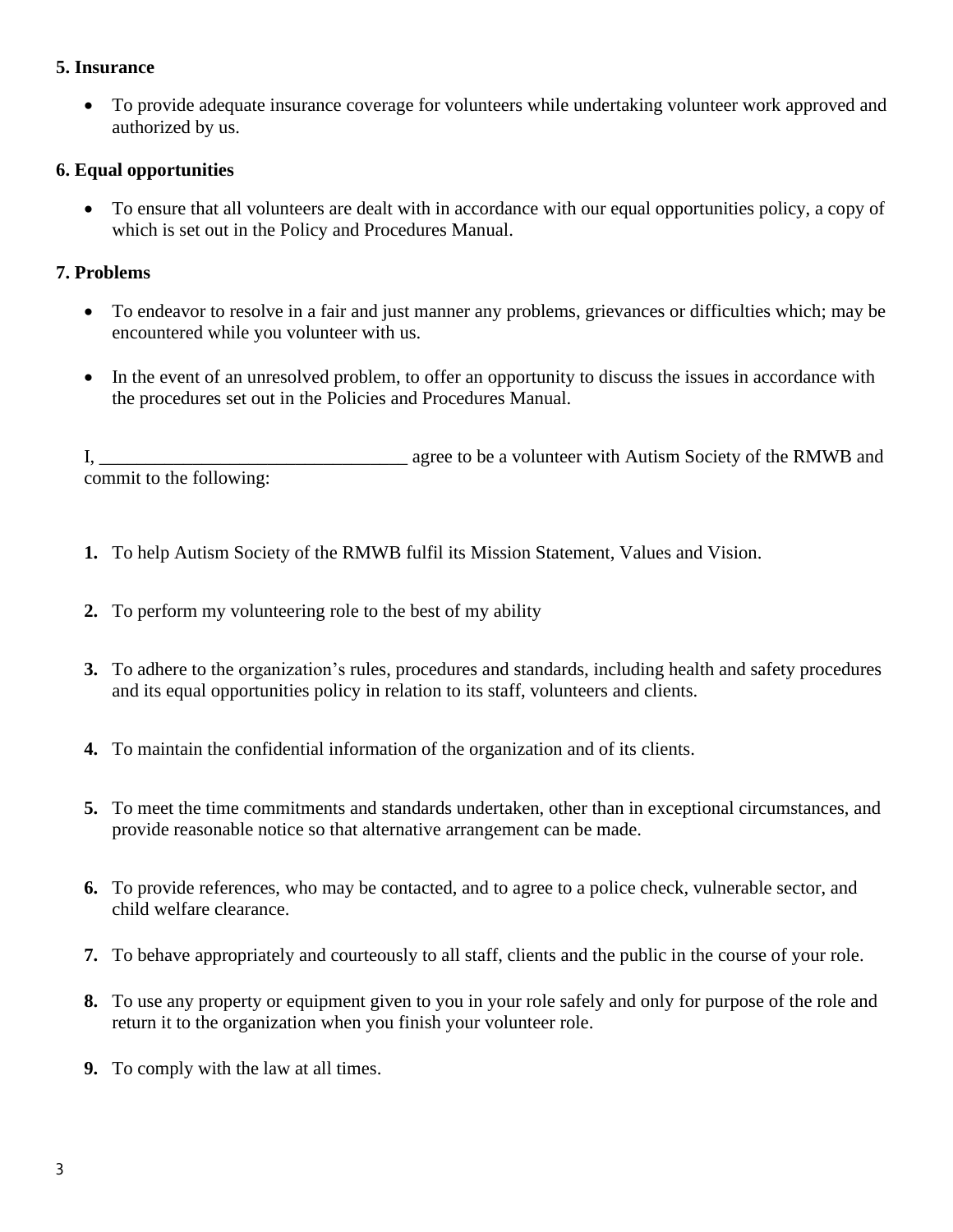**5. Insurance**

- To provide adequate insurance coverage for volunteers while undertaking volunteer work approved and authorized by us.

**6. Equal opportunities**

- To ensure that all volunteers are dealt with in accordance with our equal opportunities policy, a copy of which is set out in the Policy and Procedures Manual.

**7. Problems**

- To endeavor to resolve in a fair and just manner any problems, grievances or difficulties which; may be encountered while you volunteer with us.

- In the event of an unresolved problem, to offer an opportunity to discuss the issues in accordance with the procedures set out in the Policies and Procedures Manual.

I, _________________________________ agree to be a volunteer with Autism Society of the RMWB and commit to the following:

1. To help Autism Society of the RMWB fulfil its Mission Statement, Values and Vision.

2. To perform my volunteering role to the best of my ability

3. To adhere to the organization's rules, procedures and standards, including health and safety procedures and its equal opportunities policy in relation to its staff, volunteers and clients.

4. To maintain the confidential information of the organization and of its clients.

5. To meet the time commitments and standards undertaken, other than in exceptional circumstances, and provide reasonable notice so that alternative arrangement can be made.

6. To provide references, who may be contacted, and to agree to a police check, vulnerable sector, and child welfare clearance.

7. To behave appropriately and courteously to all staff, clients and the public in the course of your role.

8. To use any property or equipment given to you in your role safely and only for purpose of the role and return it to the organization when you finish your volunteer role.

9. To comply with the law at all times.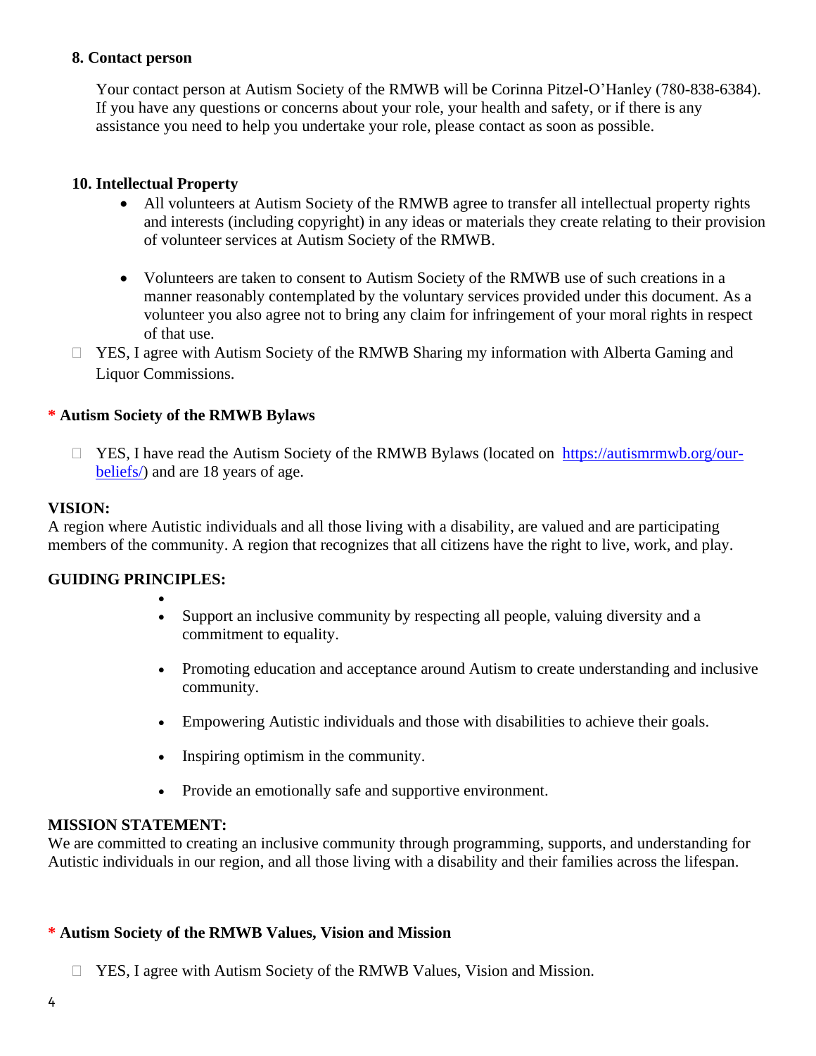### 8. Contact person

Your contact person at Autism Society of the RMWB will be Corinna Pitzel-O'Hanley (780-838-6384). If you have any questions or concerns about your role, your health and safety, or if there is any assistance you need to help you undertake your role, please contact as soon as possible.

### 10. Intellectual Property

- All volunteers at Autism Society of the RMWB agree to transfer all intellectual property rights and interests (including copyright) in any ideas or materials they create relating to their provision of volunteer services at Autism Society of the RMWB.
- Volunteers are taken to consent to Autism Society of the RMWB use of such creations in a manner reasonably contemplated by the voluntary services provided under this document. As a volunteer you also agree not to bring any claim for infringement of your moral rights in respect of that use.

☐ YES, I agree with Autism Society of the RMWB Sharing my information with Alberta Gaming and Liquor Commissions.

### * Autism Society of the RMWB Bylaws

☐ YES, I have read the Autism Society of the RMWB Bylaws (located on https://autismrmwb.org/our-beliefs/) and are 18 years of age.

**VISION:**
A region where Autistic individuals and all those living with a disability, are valued and are participating members of the community. A region that recognizes that all citizens have the right to live, work, and play.

**GUIDING PRINCIPLES:**

- Support an inclusive community by respecting all people, valuing diversity and a commitment to equality.
- Promoting education and acceptance around Autism to create understanding and inclusive community.
- Empowering Autistic individuals and those with disabilities to achieve their goals.
- Inspiring optimism in the community.
- Provide an emotionally safe and supportive environment.

**MISSION STATEMENT:**
We are committed to creating an inclusive community through programming, supports, and understanding for Autistic individuals in our region, and all those living with a disability and their families across the lifespan.

### * Autism Society of the RMWB Values, Vision and Mission

☐ YES, I agree with Autism Society of the RMWB Values, Vision and Mission.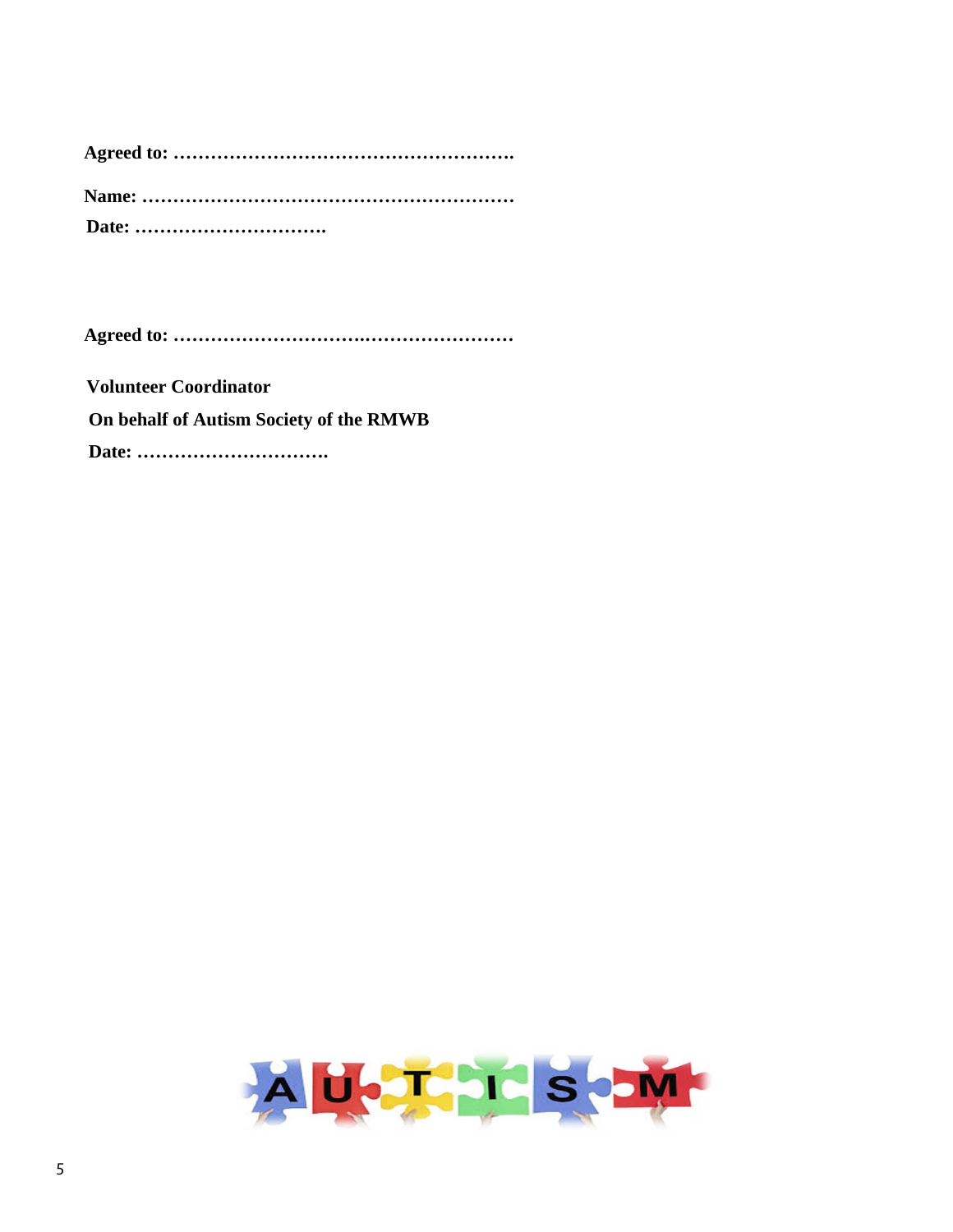**Agreed to: ……………………………………………….**

**Name: ……………………………………………………**

**Date: ………………………….**

**Agreed to: ……………………………..……………………**

**Volunteer Coordinator**

**On behalf of Autism Society of the RMWB**

**Date: ………………………….**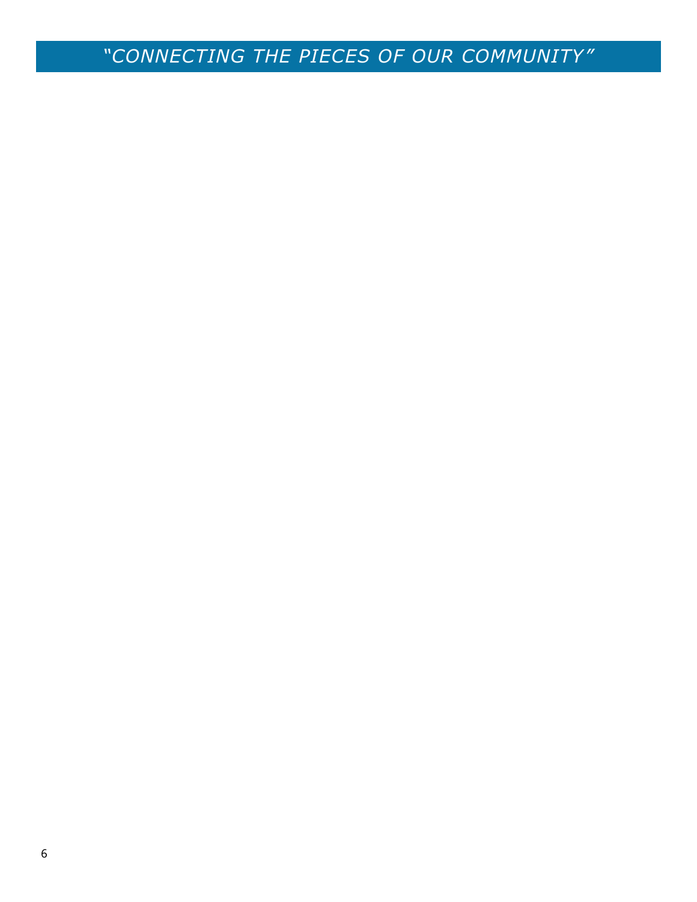*"CONNECTING THE PIECES OF OUR COMMUNITY"*